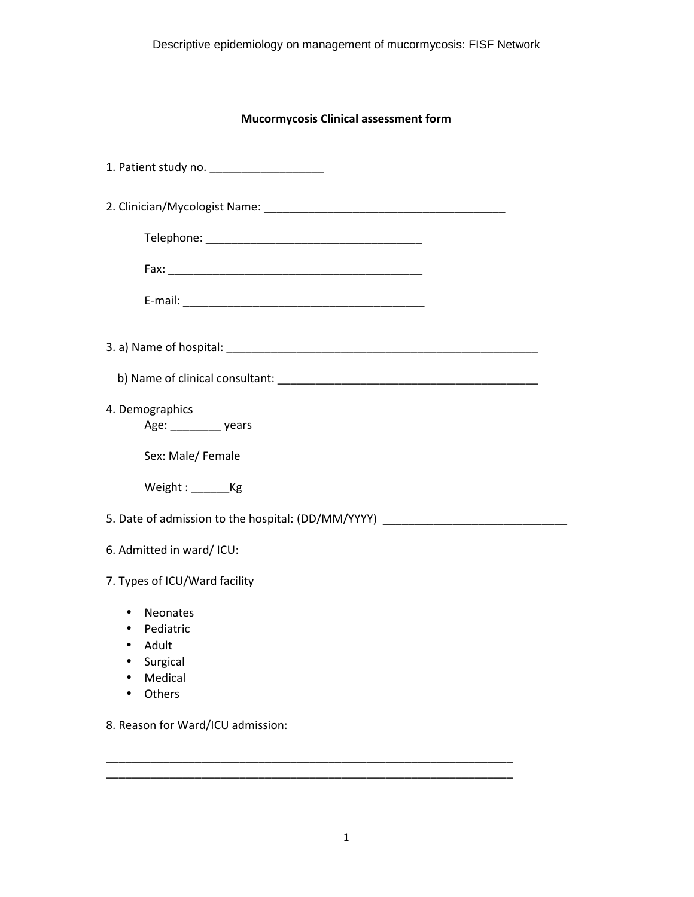# Mucormycosis Clinical assessment form

1. Patient study no. __________________

2. Clinician/Mycologist Name: ______________________________________

   Telephone: __________________________________

   Fax: _________________________________________

   E-mail: ______________________________________

3. a) Name of hospital: _________________________________________________

   b) Name of clinical consultant: ________________________________________

4. Demographics

   Age: ________ years

   Sex: Male/ Female

   Weight : ______Kg

5. Date of admission to the hospital: (DD/MM/YYYY) _____________________________

6. Admitted in ward/ ICU:

7. Types of ICU/Ward facility

   - Neonates
   - Pediatric
   - Adult
   - Surgical
   - Medical
   - Others

8. Reason for Ward/ICU admission:

_________________________________________________________________

_________________________________________________________________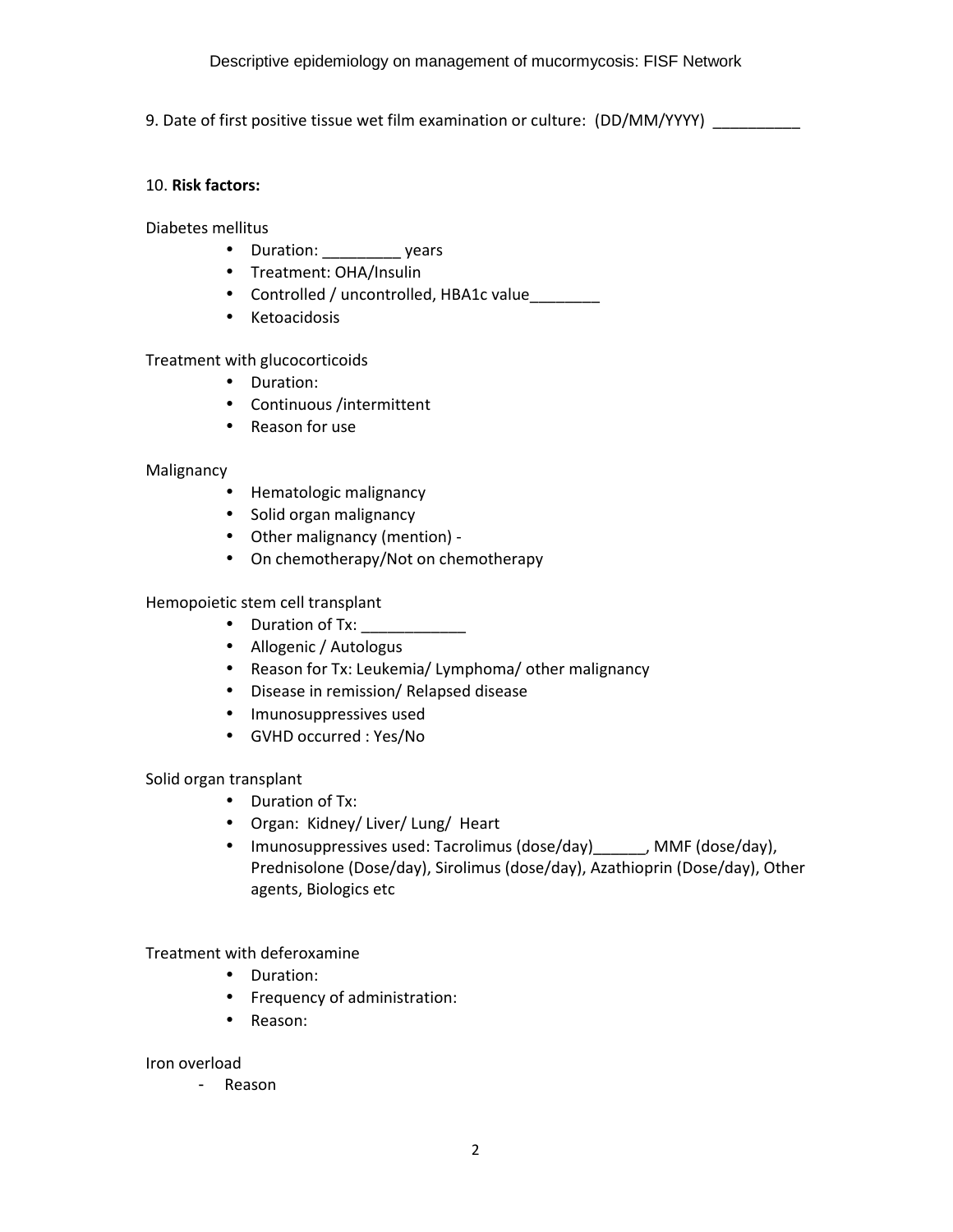9. Date of first positive tissue wet film examination or culture: (DD/MM/YYYY) __________

10. **Risk factors:**

Diabetes mellitus

- Duration: _________ years
- Treatment: OHA/Insulin
- Controlled / uncontrolled, HBA1c value________
- Ketoacidosis

Treatment with glucocorticoids

- Duration:
- Continuous /intermittent
- Reason for use

Malignancy

- Hematologic malignancy
- Solid organ malignancy
- Other malignancy (mention) -
- On chemotherapy/Not on chemotherapy

Hemopoietic stem cell transplant

- Duration of Tx: ____________
- Allogenic / Autologus
- Reason for Tx: Leukemia/ Lymphoma/ other malignancy
- Disease in remission/ Relapsed disease
- Imunosuppressives used
- GVHD occurred : Yes/No

Solid organ transplant

- Duration of Tx:
- Organ: Kidney/ Liver/ Lung/ Heart
- Imunosuppressives used: Tacrolimus (dose/day)______, MMF (dose/day), Prednisolone (Dose/day), Sirolimus (dose/day), Azathioprin (Dose/day), Other agents, Biologics etc

Treatment with deferoxamine

- Duration:
- Frequency of administration:
- Reason:

Iron overload

- Reason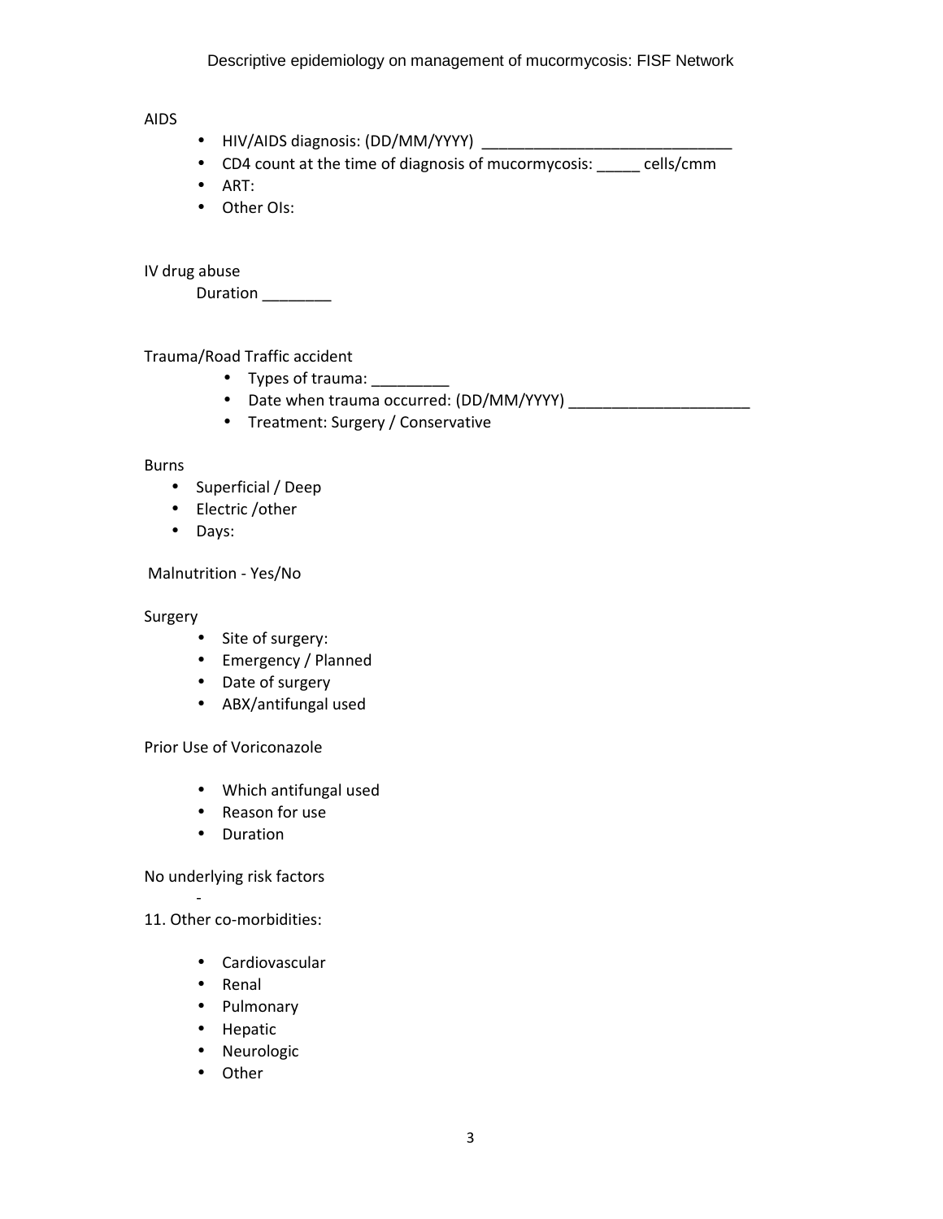AIDS

- HIV/AIDS diagnosis: (DD/MM/YYYY) ____________________________
- CD4 count at the time of diagnosis of mucormycosis: _____ cells/cmm
- ART:
- Other OIs:

IV drug abuse

Duration ________

Trauma/Road Traffic accident

- Types of trauma: _________
- Date when trauma occurred: (DD/MM/YYYY) _____________________
- Treatment: Surgery / Conservative

Burns

- Superficial / Deep
- Electric /other
- Days:

Malnutrition - Yes/No

Surgery

- Site of surgery:
- Emergency / Planned
- Date of surgery
- ABX/antifungal used

Prior Use of Voriconazole

- Which antifungal used
- Reason for use
- Duration

No underlying risk factors

-

11. Other co-morbidities:

- Cardiovascular
- Renal
- Pulmonary
- Hepatic
- Neurologic
- Other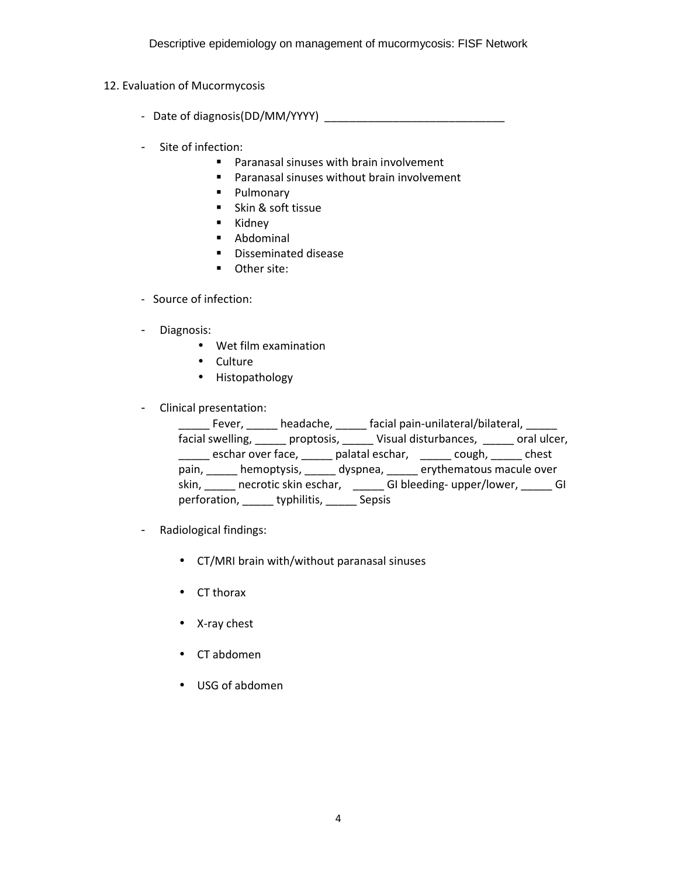12. Evaluation of Mucormycosis

- Date of diagnosis(DD/MM/YYYY) _____________________________

- Site of infection:
  - Paranasal sinuses with brain involvement
  - Paranasal sinuses without brain involvement
  - Pulmonary
  - Skin & soft tissue
  - Kidney
  - Abdominal
  - Disseminated disease
  - Other site:

- Source of infection:

- Diagnosis:
  - Wet film examination
  - Culture
  - Histopathology

- Clinical presentation:

  _____ Fever, _____ headache, _____ facial pain-unilateral/bilateral, _____ facial swelling, _____ proptosis, _____ Visual disturbances, _____ oral ulcer, _____ eschar over face, _____ palatal eschar, _____ cough, _____ chest pain, _____ hemoptysis, _____ dyspnea, _____ erythematous macule over skin, _____ necrotic skin eschar, _____ GI bleeding- upper/lower, _____ GI perforation, _____ typhilitis, _____ Sepsis

- Radiological findings:
  - CT/MRI brain with/without paranasal sinuses
  - CT thorax
  - X-ray chest
  - CT abdomen
  - USG of abdomen